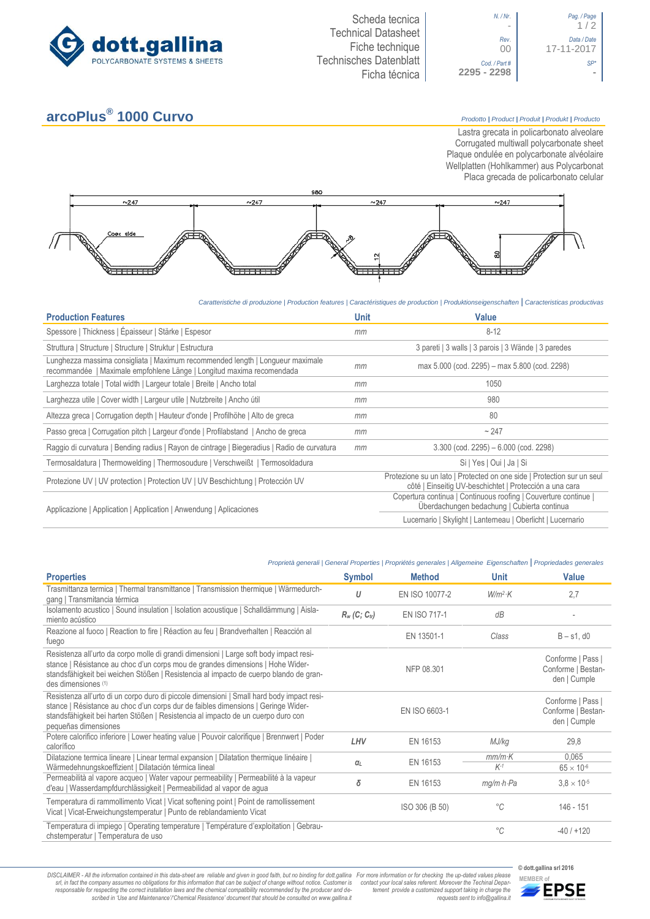# arcoPlus® 1000 Curvo

Scheda tecnica | Technical Datasheet | Fiche technique | Technisches Datenblatt | Ficha técnica

N. / Nr.: - | Rev.: 00 | Cod. / Part #: 2295 - 2298 | Data / Date: 17-11-2017 | SP*: -

*Prodotto | Product | Produit | Produkt | Producto*

Lastra grecata in policarbonato alveolare
Corrugated multiwall polycarbonate sheet
Plaque ondulée en polycarbonate alvéolaire
Wellplatten (Hohlkammer) aus Polycarbonat
Placa grecada de policarbonato celular

980 | ~247 | ~247 | ~247 | ~247 | Coex side | 12 | 80

*Caratteristiche di produzione | Production features | Caractéristiques de production | Produktionseigenschaften | Caracteristicas productivas*

| Production Features | Unit | Value |
|---|---|---|
| Spessore \| Thickness \| Épaisseur \| Stärke \| Espesor | mm | 8-12 |
| Struttura \| Structure \| Structure \| Struktur \| Estructura | | 3 pareti \| 3 walls \| 3 parois \| 3 Wände \| 3 paredes |
| Lunghezza massima consigliata \| Maximum recommended length \| Longueur maximale recommandée \| Maximale empfohlene Länge \| Longitud maxima recomendada | mm | max 5.000 (cod. 2295) – max 5.800 (cod. 2298) |
| Larghezza totale \| Total width \| Largeur totale \| Breite \| Ancho total | mm | 1050 |
| Larghezza utile \| Cover width \| Largeur utile \| Nutzbreite \| Ancho útil | mm | 980 |
| Altezza greca \| Corrugation depth \| Hauteur d'onde \| Profilhöhe \| Alto de greca | mm | 80 |
| Passo greca \| Corrugation pitch \| Largeur d'onde \| Profilabstand \| Ancho de greca | mm | ~ 247 |
| Raggio di curvatura \| Bending radius \| Rayon de cintrage \| Biegeradius \| Radio de curvatura | mm | 3.300 (cod. 2295) – 6.000 (cod. 2298) |
| Termosaldatura \| Thermowelding \| Thermosoudure \| Verschweißt \| Termosoldadura | | Si \| Yes \| Oui \| Ja \| Si |
| Protezione UV \| UV protection \| Protection UV \| UV Beschichtung \| Protección UV | | Protezione su un lato \| Protected on one side \| Protection sur un seul côté \| Einseitig UV-beschichtet \| Protección a una cara |
| Applicazione \| Application \| Application \| Anwendung \| Aplicaciones | | Copertura continua \| Continuous roofing \| Couverture continue \| Überdachungen bedachung \| Cubierta continua |
| | | Lucernario \| Skylight \| Lanterneau \| Oberlicht \| Lucernario |

*Proprietà generali | General Properties | Propriétés generales | Allgemeine Eigenschaften | Propriedades generales*

| Properties | Symbol | Method | Unit | Value |
|---|---|---|---|---|
| Trasmittanza termica \| Thermal transmittance \| Transmission thermique \| Wärmedurchgang \| Transmitancia térmica | $U$ | EN ISO 10077-2 | $W/m^2{\cdot}K$ | 2,7 |
| Isolamento acustico \| Sound insulation \| Isolation acoustique \| Schalldämmung \| Aislamiento acústico | $R_w\ (C;\ C_{tr})$ | EN ISO 717-1 | dB | - |
| Reazione al fuoco \| Reaction to fire \| Réaction au feu \| Brandverhalten \| Reacción al fuego | | EN 13501-1 | Class | B – s1, d0 |
| Resistenza all'urto da corpo molle di grandi dimensioni \| Large soft body impact resistance \| Résistance au choc d'un corps mou de grandes dimensions \| Hohe Widerstandsfähigkeit bei weichen Stößen \| Resistencia al impacto de cuerpo blando de grandes dimensiones (1) | | NFP 08.301 | | Conforme \| Pass \| Conforme \| Bestanden \| Cumple |
| Resistenza all'urto di un corpo duro di piccole dimensioni \| Small hard body impact resistance \| Résistance au choc d'un corps dur de faibles dimensions \| Geringe Widerstandsfähigkeit bei harten Stößen \| Resistencia al impacto de un cuerpo duro con pequeñas dimensiones | | EN ISO 6603-1 | | Conforme \| Pass \| Conforme \| Bestanden \| Cumple |
| Potere calorifico inferiore \| Lower heating value \| Pouvoir calorifique \| Brennwert \| Poder calorífico | LHV | EN 16153 | MJ/kg | 29,8 |
| Dilatazione termica lineare \| Linear termal expansion \| Dilatation thermique linéaire \| Wärmedehnungskoeffizient \| Dilatación térmica lineal | $\alpha_L$ | EN 16153 | $mm/m{\cdot}K$ | 0,065 |
| | | | $K^{-1}$ | $65 \times 10^{-6}$ |
| Permeabilità al vapore acqueo \| Water vapour permeability \| Permeabilité à la vapeur d'eau \| Wasserdampfdurchlässigkeit \| Permeabilidad al vapor de agua | $\delta$ | EN 16153 | $mg/m{\cdot}h{\cdot}Pa$ | $3{,}8 \times 10^{-5}$ |
| Temperatura di rammollimento Vicat \| Vicat softening point \| Point de ramollissement Vicat \| Vicat-Erweichungstemperatur \| Punto de reblandamiento Vicat | | ISO 306 (B 50) | °C | 146 - 151 |
| Temperatura di impiego \| Operating temperature \| Température d'exploitation \| Gebrauchstemperatur \| Temperatura de uso | | | °C | -40 / +120 |

*DISCLAIMER - All the information contained in this data-sheet are reliable and given in good faith, but no binding for dott.gallina srl, in fact the company assumes no obligations for this information that can be subject of change without notice. Customer is responsable for respecting the correct installation laws and the chemical compatibility recommended by the producer and described in 'Use and Maintenance'/'Chemical Resistence' document that should be consulted on www.gallina.it*

*For more information or for checking the up-dated values please contact your local sales referent. Moreover the Techinal Department provide a customized support taking in charge the requests sent to info@gallina.it*

© dott.gallina srl 2016 — MEMBER of EPSE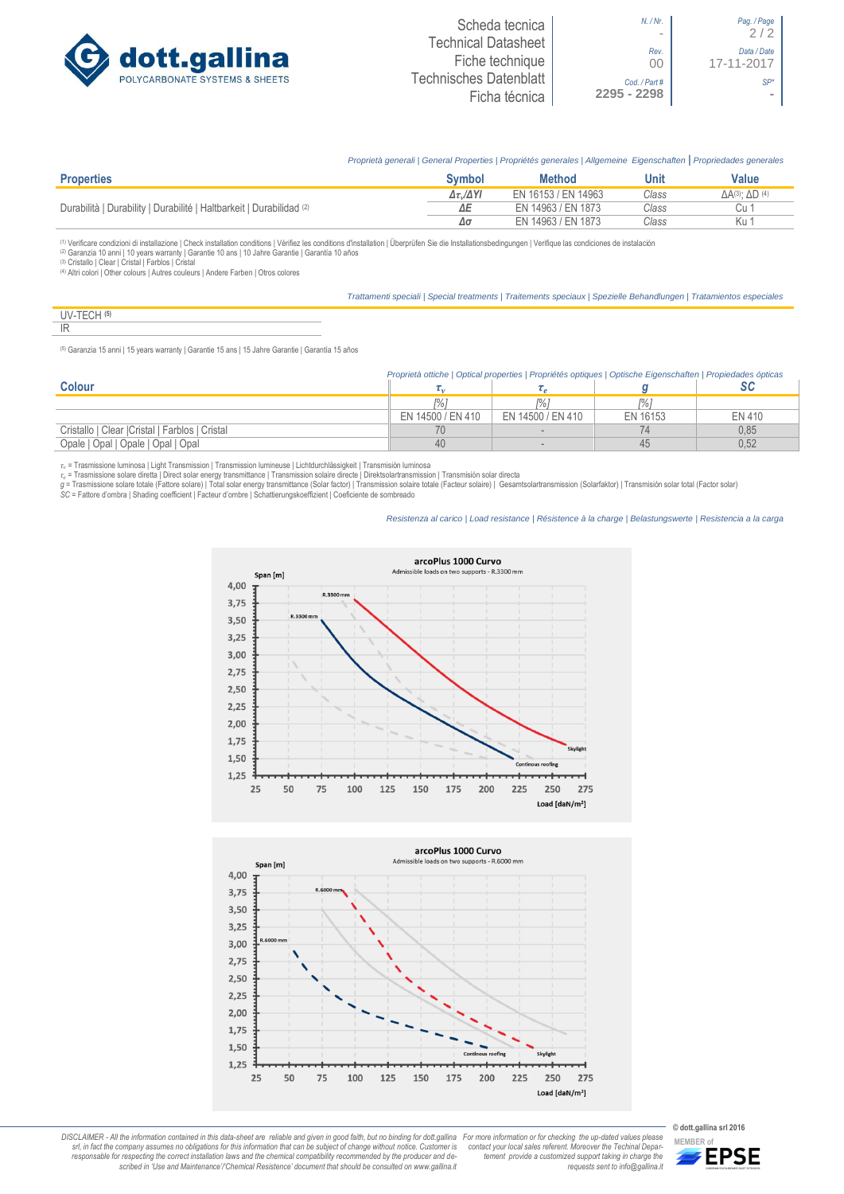*Proprietà generali | General Properties | Propriétés generales | Allgemeine Eigenschaften | Propriedades generales*

| Properties | Symbol | Method | Unit | Value |
|---|---|---|---|---|
| Durabilità \| Durability \| Durabilité \| Haltbarkeit \| Durabilidad [2] | $\Delta\tau_v/\Delta YI$ | EN 16153 / EN 14963 | Class | ΔA[3]; ΔD [4] |
| | $\Delta E$ | EN 14963 / EN 1873 | Class | Cu 1 |
| | $\Delta\sigma$ | EN 14963 / EN 1873 | Class | Ku 1 |

[1] Verificare condizioni di installazione | Check installation conditions | Vérifiez les conditions d'installation | Überprüfen Sie die Installationsbedingungen | Verifique las condiciones de instalación
[2] Garanzia 10 anni | 10 years warranty | Garantie 10 ans | 10 Jahre Garantie | Garantía 10 años
[3] Cristallo | Clear | Cristal | Farblos | Cristal
[4] Altri colori | Other colours | Autres couleurs | Andere Farben | Otros colores

*Trattamenti speciali | Special treatments | Traitements speciaux | Spezielle Behandlungen | Tratamientos especiales*

UV-TECH [5]
IR

[5] Garanzia 15 anni | 15 years warranty | Garantie 15 ans | 15 Jahre Garantie | Garantía 15 años

*Proprietà ottiche | Optical properties | Propriétés optiques | Optische Eigenschaften | Propiedades ópticas*

| Colour | $\tau_v$ | $\tau_e$ | $g$ | SC |
|---|---|---|---|---|
| | [%] | [%] | [%] | |
| | EN 14500 / EN 410 | EN 14500 / EN 410 | EN 16153 | EN 410 |
| Cristallo \| Clear \|Cristal \| Farblos \| Cristal | 70 | - | 74 | 0,85 |
| Opale \| Opal \| Opale \| Opal \| Opal | 40 | - | 45 | 0,52 |

$\tau_v$ = Trasmissione luminosa | Light Transmission | Transmission lumineuse | Lichtdurchlässigkeit | Transmisión luminosa
$\tau_e$ = Trasmissione solare diretta | Direct solar energy transmittance | Transmission solaire directe | Direktsolartransmission | Transmisión solar directa
$g$ = Trasmissione solare totale (Fattore solare) | Total solar energy transmittance (Solar factor) | Transmission solaire totale (Facteur solaire) | Gesamtsolartransmission (Solarfaktor) | Transmisión solar total (Factor solar)
SC = Fattore d'ombra | Shading coefficient | Facteur d'ombre | Schattierungskoeffizient | Coeficiente de sombreado

*Resistenza al carico | Load resistance | Résistence à la charge | Belastungswerte | Resistencia a la carga*

arcoPlus 1000 Curvo
Admissible loads on two supports - R.3300 mm
Span [m]
4,00
3,75
3,50
3,25
3,00
2,75
2,50
2,25
2,00
1,75
1,50
1,25
25 50 75 100 125 150 175 200 225 250 275
Load [daN/m²]
R.3300 mm
R.3300 mm
Skylight
Continous roofing

arcoPlus 1000 Curvo
Admissible loads on two supports - R.6000 mm
Span [m]
4,00
3,75
3,50
3,25
3,00
2,75
2,50
2,25
2,00
1,75
1,50
1,25
25 50 75 100 125 150 175 200 225 250 275
Load [daN/m²]
R.6000 mm
R.6000 mm
Continous roofing
Skylight

*DISCLAIMER - All the information contained in this data-sheet are reliable and given in good faith, but no binding for dott.gallina srl, in fact the company assumes no obligations for this information that can be subject of change without notice. Customer is responsable for respecting the correct installation laws and the chemical compatibility recommended by the producer and described in 'Use and Maintenance'/'Chemical Resistence' document that should be consulted on www.gallina.it*

*For more information or for checking the up-dated values please contact your local sales referent. Moreover the Techinal Department provide a customized support taking in charge the requests sent to info@gallina.it*

© dott.gallina srl 2016
MEMBER of EPSE